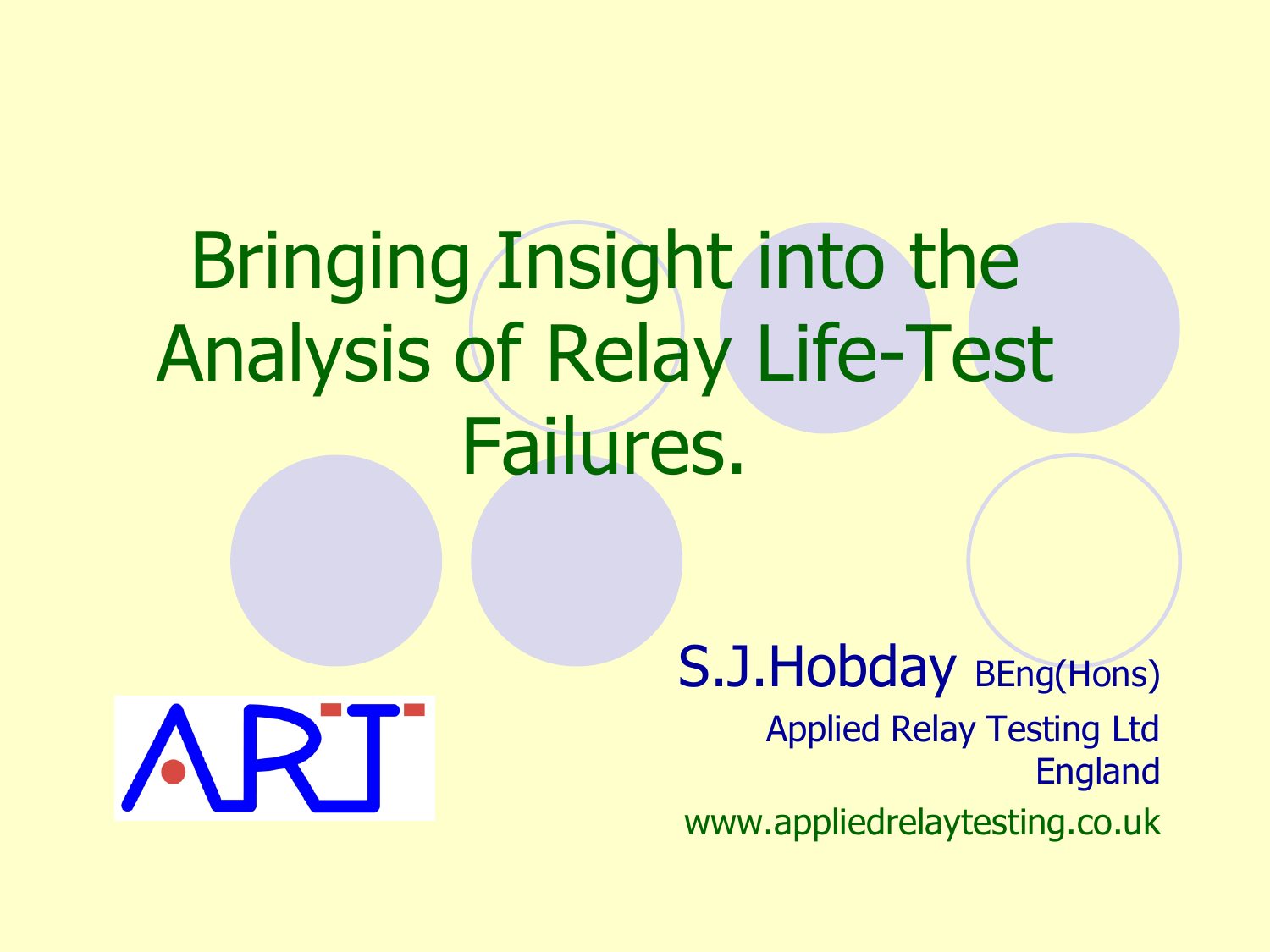# Bringing Insight into the Analysis of Relay Life-Test Failures.

S.J.Hobday BEng(Hons)

Applied Relay Testing Ltd

England

www.appliedrelaytesting.co.uk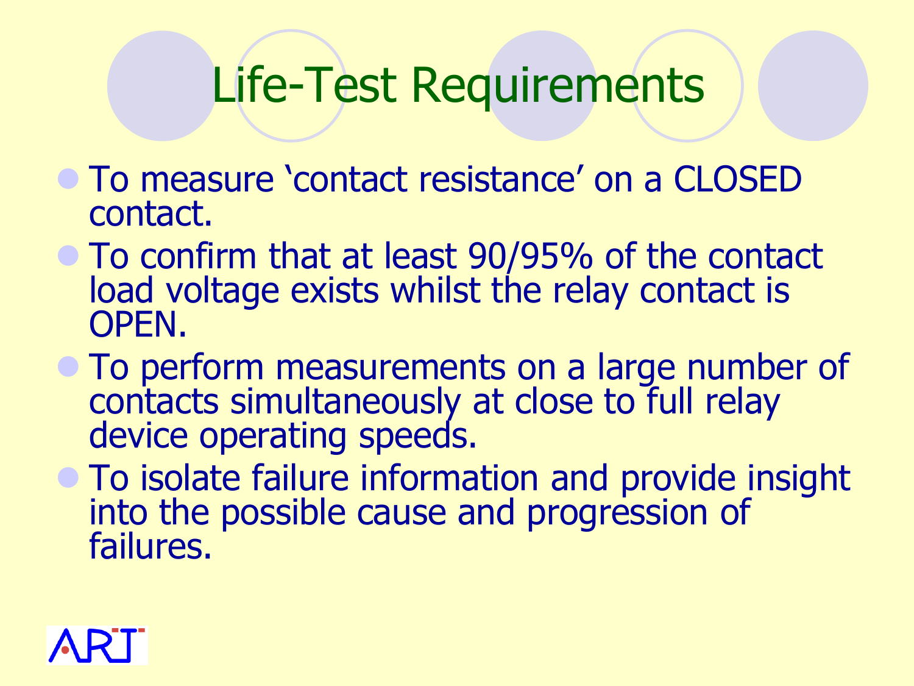# Life-Test Requirements

- To measure ‘contact resistance’ on a CLOSED contact.
- To confirm that at least 90/95% of the contact load voltage exists whilst the relay contact is OPEN.
- To perform measurements on a large number of contacts simultaneously at close to full relay device operating speeds.
- To isolate failure information and provide insight into the possible cause and progression of failures.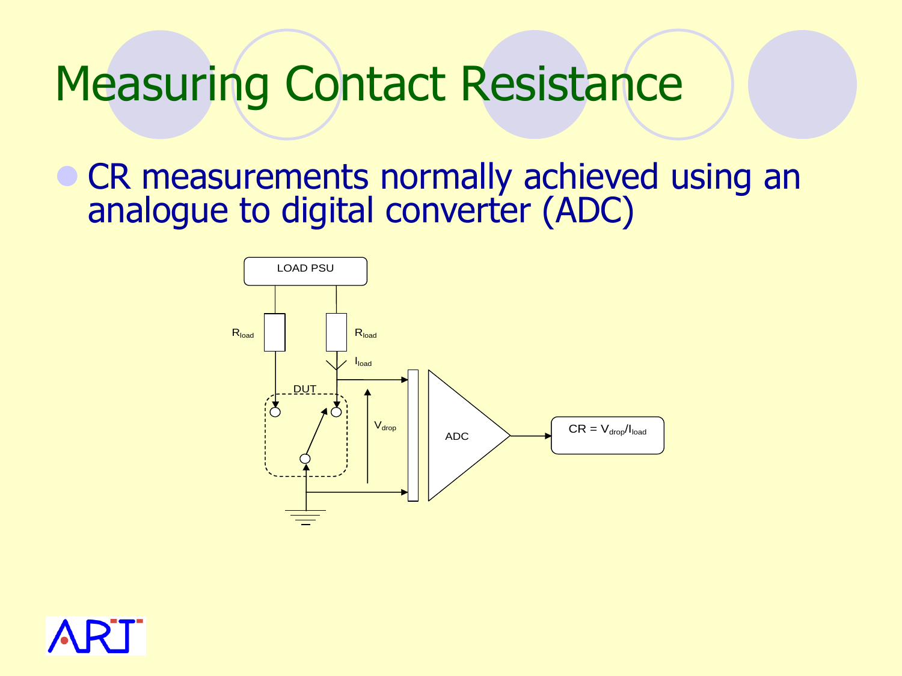# Measuring Contact Resistance

- CR measurements normally achieved using an analogue to digital converter (ADC)

LOAD PSU

$R_{load}$

$R_{load}$

$I_{load}$

DUT

$V_{drop}$

ADC

CR = $V_{drop}/I_{load}$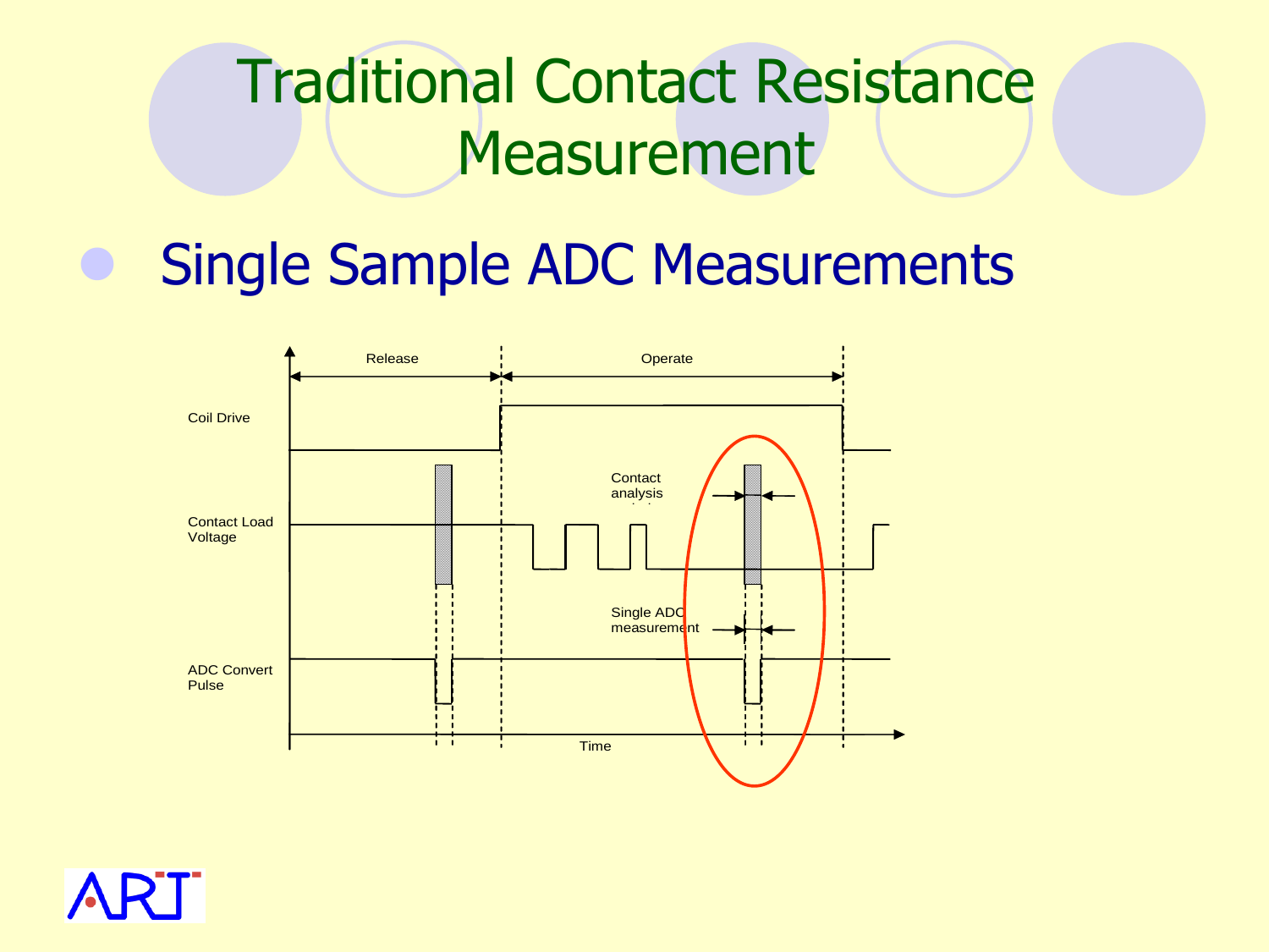# Traditional Contact Resistance Measurement

- Single Sample ADC Measurements

Release

Operate

Coil Drive

Contact Load Voltage

Contact analysis

Single ADC measurement

ADC Convert Pulse

Time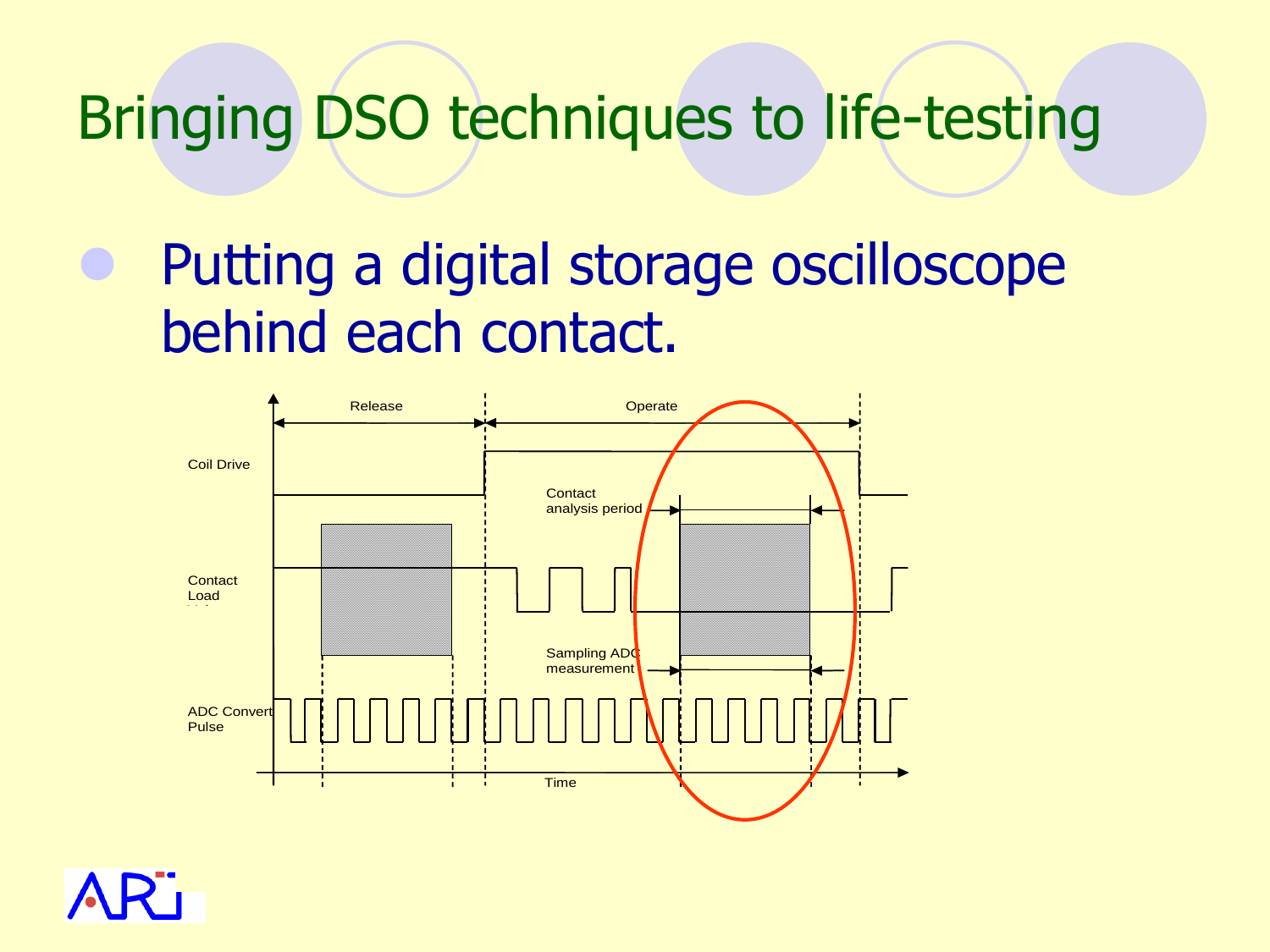# Bringing DSO techniques to life-testing

- Putting a digital storage oscilloscope behind each contact.

Release

Operate

Coil Drive

Contact analysis period

Contact Load

Sampling ADC measurement

ADC Convert Pulse

Time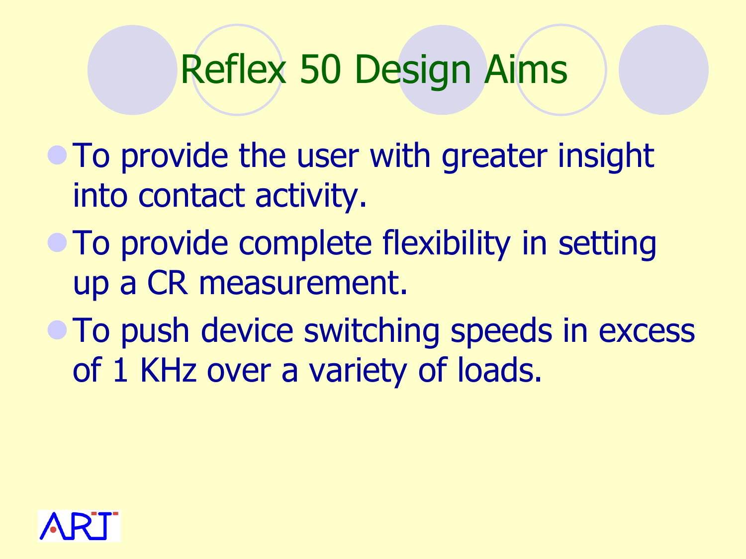# Reflex 50 Design Aims

- To provide the user with greater insight into contact activity.
- To provide complete flexibility in setting up a CR measurement.
- To push device switching speeds in excess of 1 KHz over a variety of loads.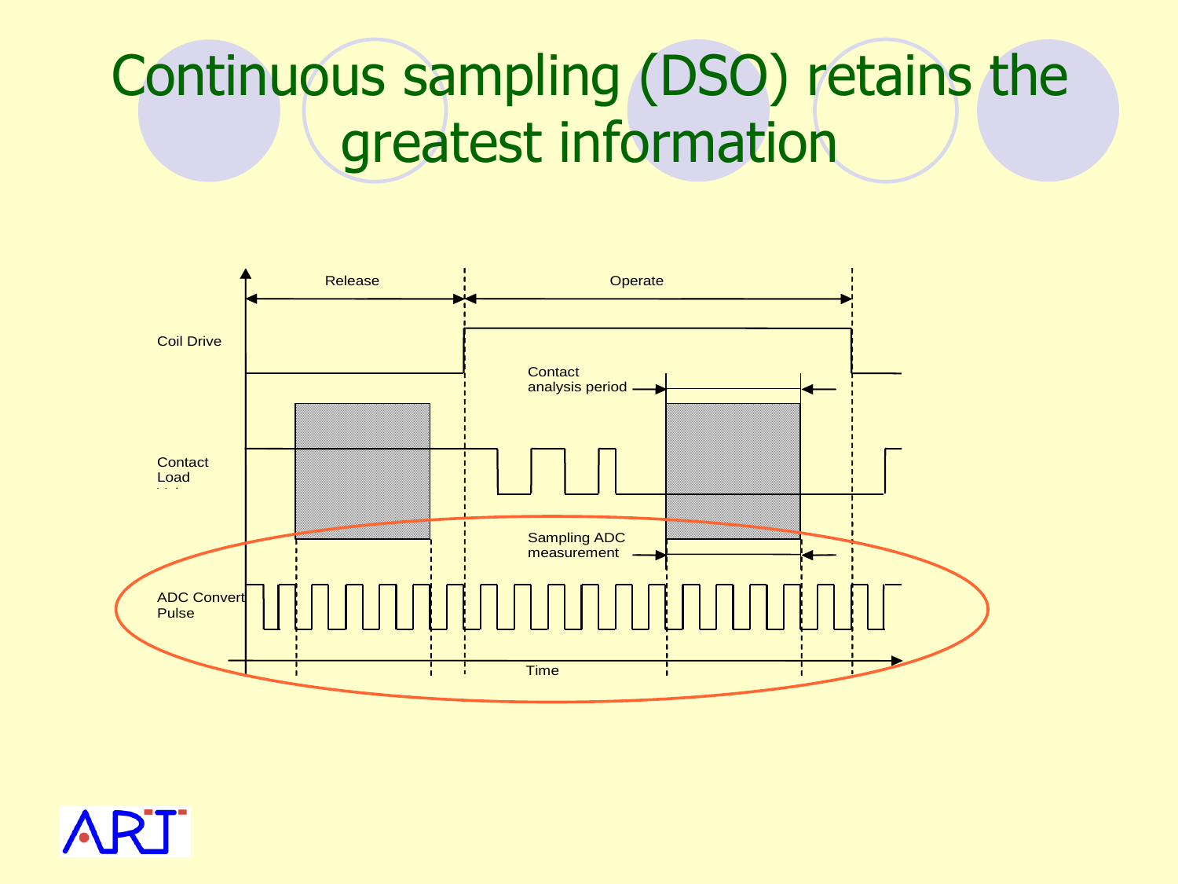# Continuous sampling (DSO) retains the greatest information

Release

Operate

Coil Drive

Contact analysis period

Contact Load

Sampling ADC measurement

ADC Convert Pulse

Time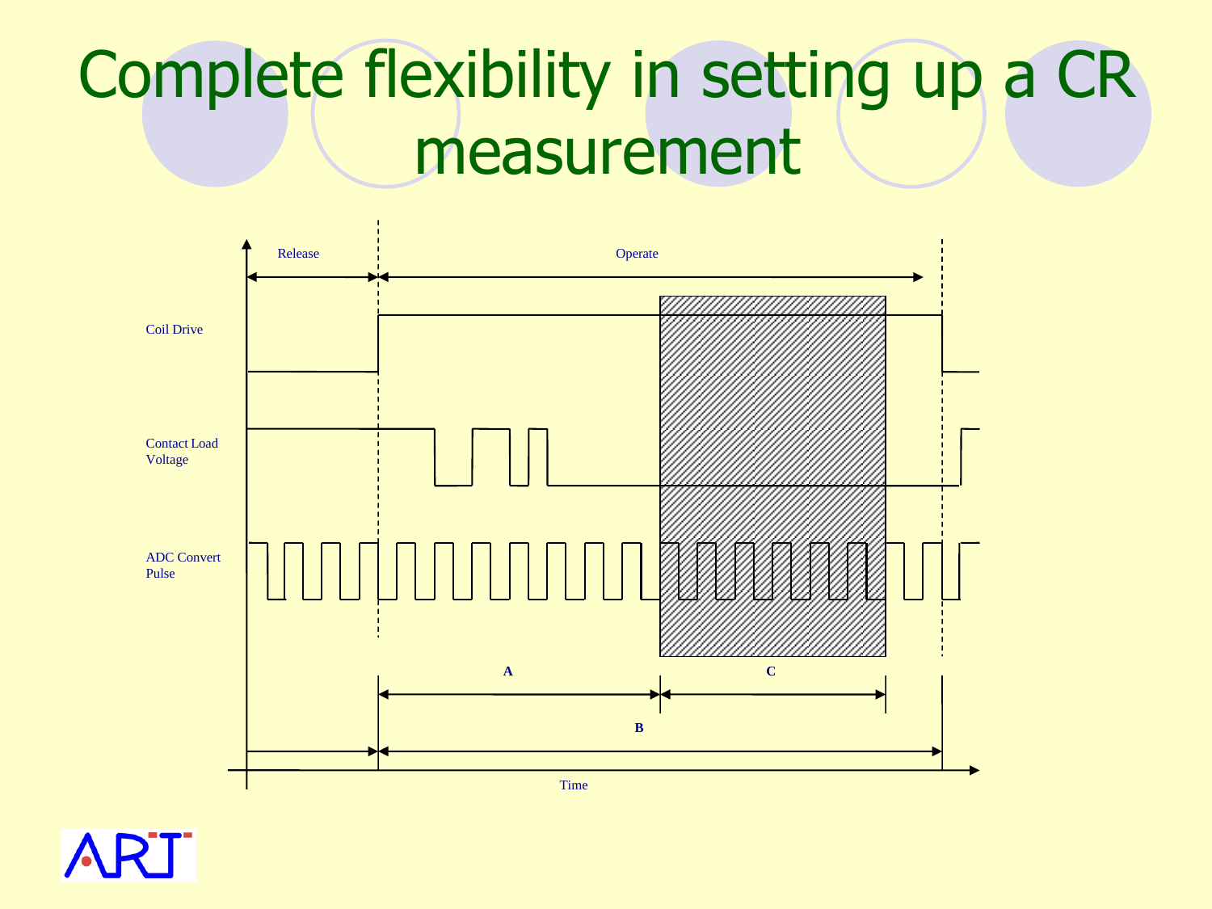# Complete flexibility in setting up a CR measurement

Release

Operate

Coil Drive

Contact Load Voltage

ADC Convert Pulse

A

C

B

Time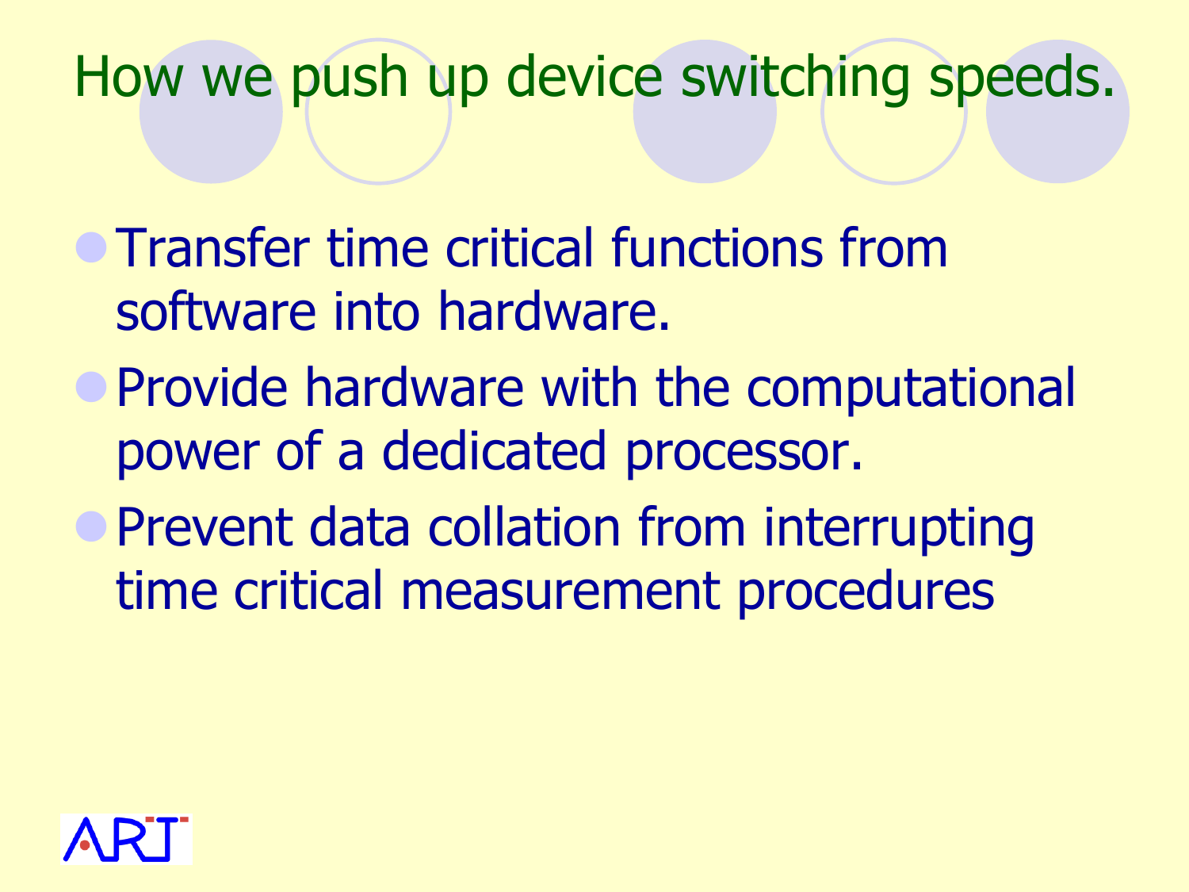# How we push up device switching speeds.

- Transfer time critical functions from software into hardware.
- Provide hardware with the computational power of a dedicated processor.
- Prevent data collation from interrupting time critical measurement procedures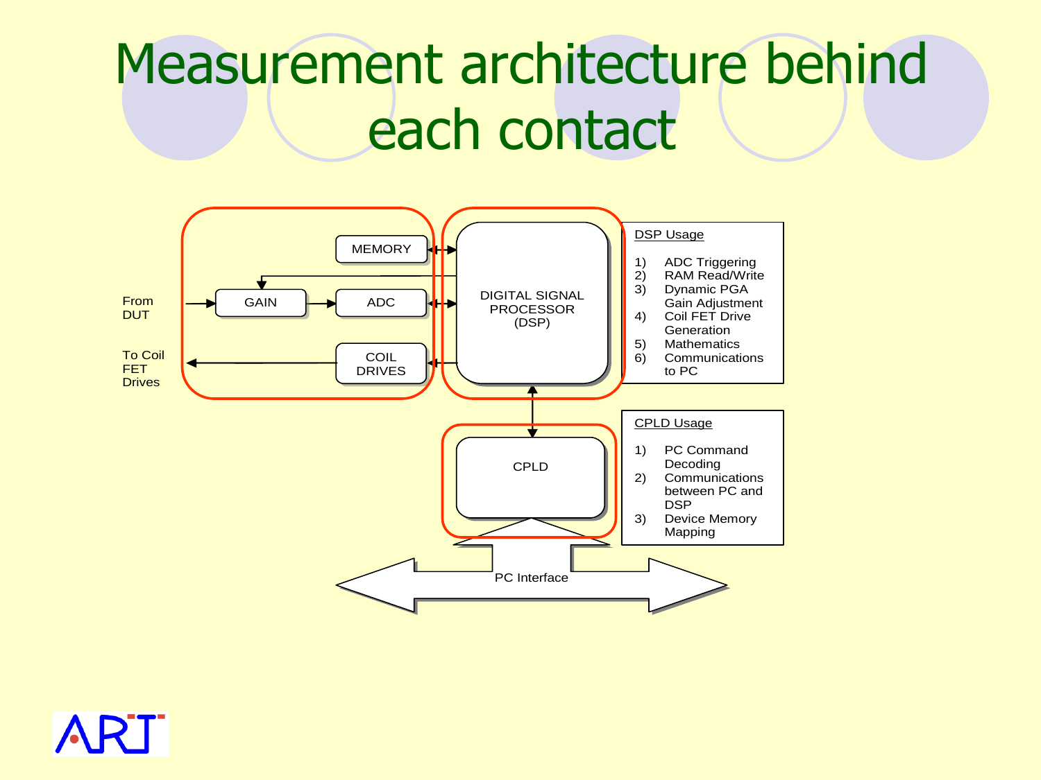# Measurement architecture behind each contact

From DUT

To Coil FET Drives

MEMORY

GAIN

ADC

COIL DRIVES

DIGITAL SIGNAL PROCESSOR (DSP)

CPLD

PC Interface

DSP Usage

1) ADC Triggering
2) RAM Read/Write
3) Dynamic PGA Gain Adjustment
4) Coil FET Drive Generation
5) Mathematics
6) Communications to PC

CPLD Usage

1) PC Command Decoding
2) Communications between PC and DSP
3) Device Memory Mapping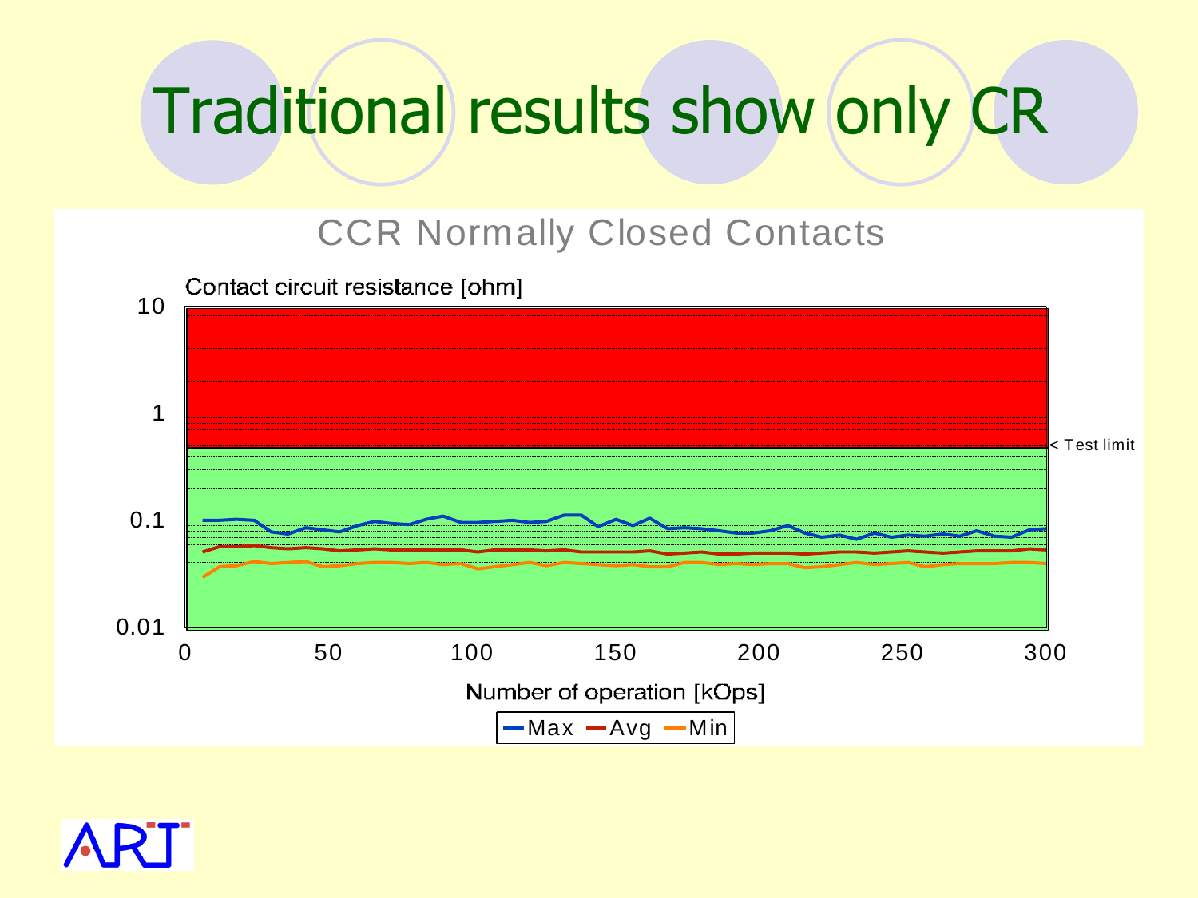# Traditional results show only CR

CCR Normally Closed Contacts

Contact circuit resistance [ohm]

10

1

< Test limit

0.1

0.01

0 50 100 150 200 250 300

Number of operation [kOps]

Max Avg Min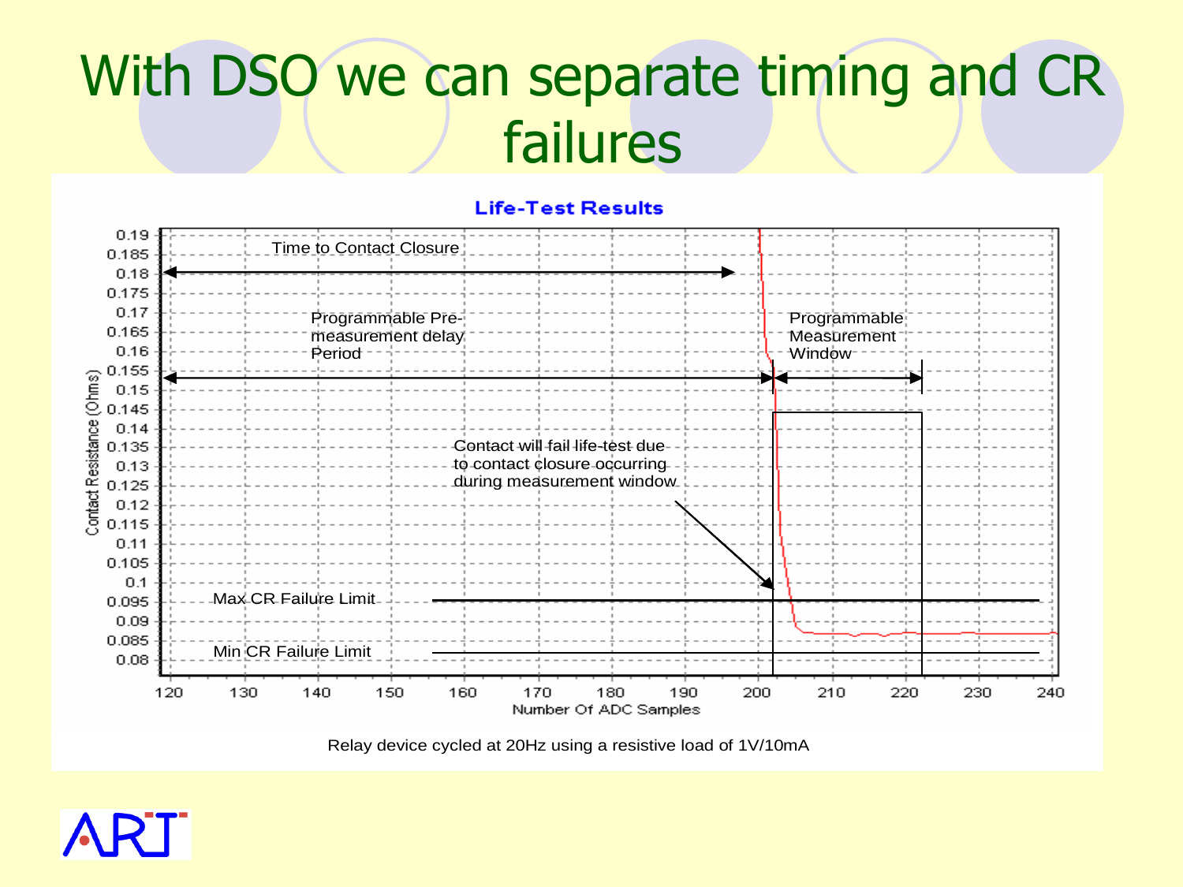# With DSO we can separate timing and CR failures

**Life-Test Results**

Time to Contact Closure

Programmable Pre-measurement delay Period

Programmable Measurement Window

Contact will fail life-test due to contact closure occurring during measurement window

Max CR Failure Limit

Min CR Failure Limit

Contact Resistance (Ohms)

Number Of ADC Samples

Relay device cycled at 20Hz using a resistive load of 1V/10mA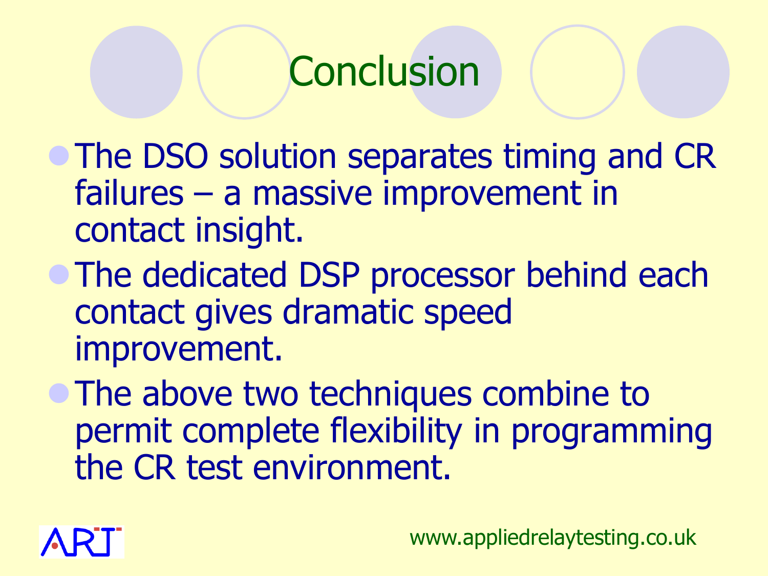# Conclusion

- The DSO solution separates timing and CR failures – a massive improvement in contact insight.
- The dedicated DSP processor behind each contact gives dramatic speed improvement.
- The above two techniques combine to permit complete flexibility in programming the CR test environment.

ART

www.appliedrelaytesting.co.uk